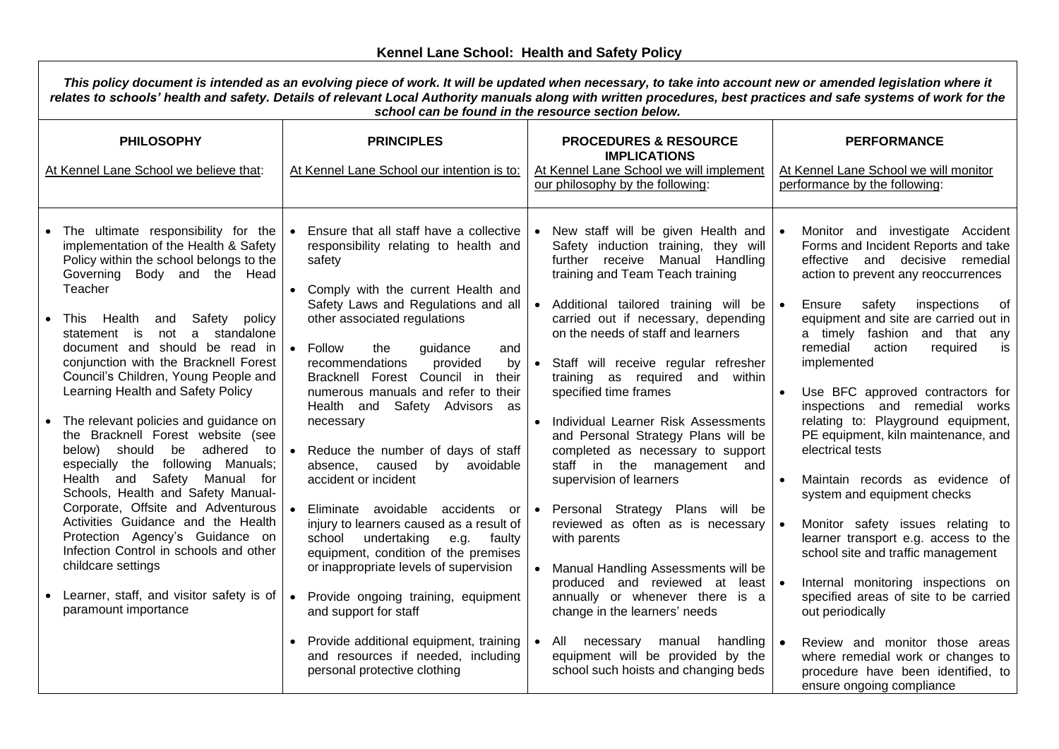# Kennel Lane School: Health and Safety Policy

***This policy document is intended as an evolving piece of work. It will be updated when necessary, to take into account new or amended legislation where it relates to schools' health and safety. Details of relevant Local Authority manuals along with written procedures, best practices and safe systems of work for the school can be found in the resource section below.***

| **PHILOSOPHY**<br><br>At Kennel Lane School we believe that: | **PRINCIPLES**<br><br>At Kennel Lane School our intention is to: | **PROCEDURES & RESOURCE IMPLICATIONS**<br><br>At Kennel Lane School we will implement our philosophy by the following: | **PERFORMANCE**<br><br>At Kennel Lane School we will monitor performance by the following: |
|---|---|---|---|
| • The ultimate responsibility for the implementation of the Health & Safety Policy within the school belongs to the Governing Body and the Head Teacher<br><br>• This Health and Safety policy statement is not a standalone document and should be read in conjunction with the Bracknell Forest Council's Children, Young People and Learning Health and Safety Policy<br><br>• The relevant policies and guidance on the Bracknell Forest website (see below) should be adhered to especially the following Manuals; Health and Safety Manual for Schools, Health and Safety Manual-Corporate, Offsite and Adventurous Activities Guidance and the Health Protection Agency's Guidance on Infection Control in schools and other childcare settings<br><br>• Learner, staff, and visitor safety is of paramount importance | • Ensure that all staff have a collective responsibility relating to health and safety<br><br>• Comply with the current Health and Safety Laws and Regulations and all other associated regulations<br><br>• Follow the guidance and recommendations provided by Bracknell Forest Council in their numerous manuals and refer to their Health and Safety Advisors as necessary<br><br>• Reduce the number of days of staff absence, caused by avoidable accident or incident<br><br>• Eliminate avoidable accidents or injury to learners caused as a result of school undertaking e.g. faulty equipment, condition of the premises or inappropriate levels of supervision<br><br>• Provide ongoing training, equipment and support for staff<br><br>• Provide additional equipment, training and resources if needed, including personal protective clothing | • New staff will be given Health and Safety induction training, they will further receive Manual Handling training and Team Teach training<br><br>• Additional tailored training will be carried out if necessary, depending on the needs of staff and learners<br><br>• Staff will receive regular refresher training as required and within specified time frames<br><br>• Individual Learner Risk Assessments and Personal Strategy Plans will be completed as necessary to support staff in the management and supervision of learners<br><br>• Personal Strategy Plans will be reviewed as often as is necessary with parents<br><br>• Manual Handling Assessments will be produced and reviewed at least annually or whenever there is a change in the learners' needs<br><br>• All necessary manual handling equipment will be provided by the school such hoists and changing beds | • Monitor and investigate Accident Forms and Incident Reports and take effective and decisive remedial action to prevent any reoccurrences<br><br>• Ensure safety inspections of equipment and site are carried out in a timely fashion and that any remedial action required is implemented<br><br>• Use BFC approved contractors for inspections and remedial works relating to: Playground equipment, PE equipment, kiln maintenance, and electrical tests<br><br>• Maintain records as evidence of system and equipment checks<br><br>• Monitor safety issues relating to learner transport e.g. access to the school site and traffic management<br><br>• Internal monitoring inspections on specified areas of site to be carried out periodically<br><br>• Review and monitor those areas where remedial work or changes to procedure have been identified, to ensure ongoing compliance |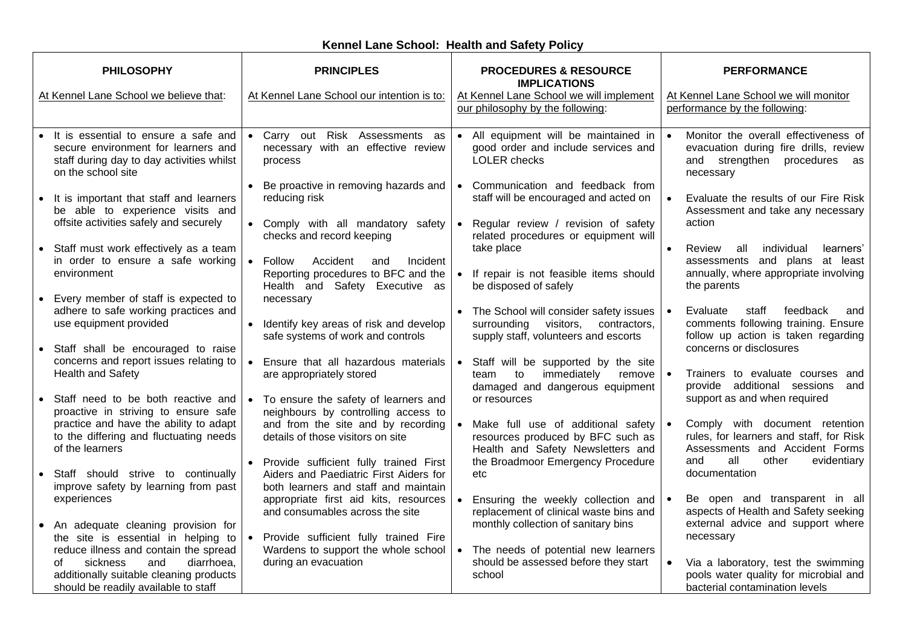**Kennel Lane School: Health and Safety Policy**

| **PHILOSOPHY**<br><br>At Kennel Lane School we believe that: | **PRINCIPLES**<br><br>At Kennel Lane School our intention is to: | **PROCEDURES & RESOURCE IMPLICATIONS**<br><br>At Kennel Lane School we will implement our philosophy by the following: | **PERFORMANCE**<br><br>At Kennel Lane School we will monitor performance by the following: |
|---|---|---|---|
| • It is essential to ensure a safe and secure environment for learners and staff during day to day activities whilst on the school site<br><br>• It is important that staff and learners be able to experience visits and offsite activities safely and securely<br><br>• Staff must work effectively as a team in order to ensure a safe working environment<br><br>• Every member of staff is expected to adhere to safe working practices and use equipment provided<br><br>• Staff shall be encouraged to raise concerns and report issues relating to Health and Safety<br><br>• Staff need to be both reactive and proactive in striving to ensure safe practice and have the ability to adapt to the differing and fluctuating needs of the learners<br><br>• Staff should strive to continually improve safety by learning from past experiences<br><br>• An adequate cleaning provision for the site is essential in helping to reduce illness and contain the spread of sickness and diarrhoea, additionally suitable cleaning products should be readily available to staff | • Carry out Risk Assessments as necessary with an effective review process<br><br>• Be proactive in removing hazards and reducing risk<br><br>• Comply with all mandatory safety checks and record keeping<br><br>• Follow Accident and Incident Reporting procedures to BFC and the Health and Safety Executive as necessary<br><br>• Identify key areas of risk and develop safe systems of work and controls<br><br>• Ensure that all hazardous materials are appropriately stored<br><br>• To ensure the safety of learners and neighbours by controlling access to and from the site and by recording details of those visitors on site<br><br>• Provide sufficient fully trained First Aiders and Paediatric First Aiders for both learners and staff and maintain appropriate first aid kits, resources and consumables across the site<br><br>• Provide sufficient fully trained Fire Wardens to support the whole school during an evacuation | • All equipment will be maintained in good order and include services and LOLER checks<br><br>• Communication and feedback from staff will be encouraged and acted on<br><br>• Regular review / revision of safety related procedures or equipment will take place<br><br>• If repair is not feasible items should be disposed of safely<br><br>• The School will consider safety issues surrounding visitors, contractors, supply staff, volunteers and escorts<br><br>• Staff will be supported by the site team to immediately remove damaged and dangerous equipment or resources<br><br>• Make full use of additional safety resources produced by BFC such as Health and Safety Newsletters and the Broadmoor Emergency Procedure etc<br><br>• Ensuring the weekly collection and replacement of clinical waste bins and monthly collection of sanitary bins<br><br>• The needs of potential new learners should be assessed before they start school | • Monitor the overall effectiveness of evacuation during fire drills, review and strengthen procedures as necessary<br><br>• Evaluate the results of our Fire Risk Assessment and take any necessary action<br><br>• Review all individual learners' assessments and plans at least annually, where appropriate involving the parents<br><br>• Evaluate staff feedback and comments following training. Ensure follow up action is taken regarding concerns or disclosures<br><br>• Trainers to evaluate courses and provide additional sessions and support as and when required<br><br>• Comply with document retention rules, for learners and staff, for Risk Assessments and Accident Forms and all other evidentiary documentation<br><br>• Be open and transparent in all aspects of Health and Safety seeking external advice and support where necessary<br><br>• Via a laboratory, test the swimming pools water quality for microbial and bacterial contamination levels |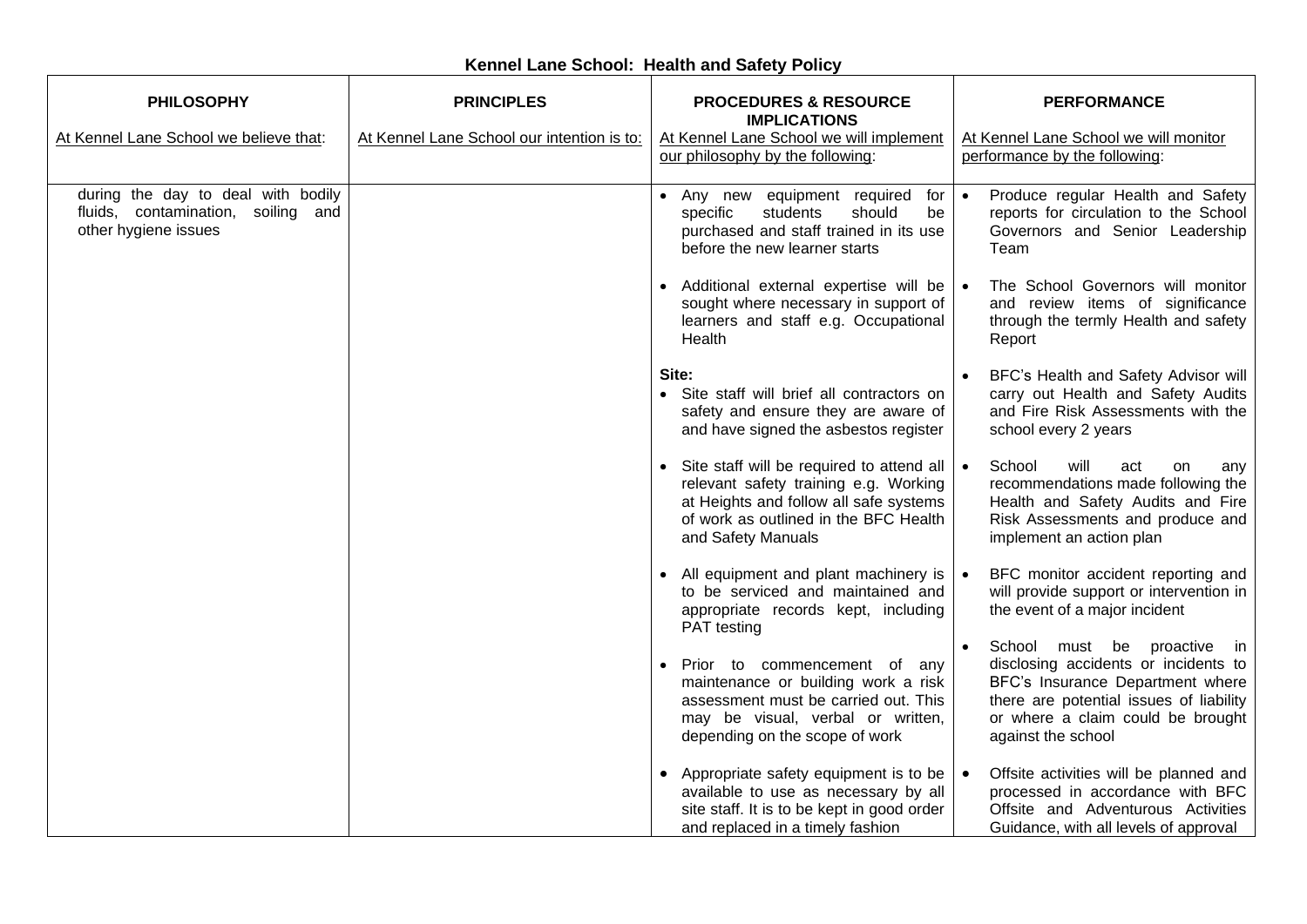**Kennel Lane School: Health and Safety Policy**

| **PHILOSOPHY**<br><br>At Kennel Lane School we believe that: | **PRINCIPLES**<br><br>At Kennel Lane School our intention is to: | **PROCEDURES & RESOURCE IMPLICATIONS**<br><br>At Kennel Lane School we will implement our philosophy by the following: | **PERFORMANCE**<br><br>At Kennel Lane School we will monitor performance by the following: |
|---|---|---|---|
| during the day to deal with bodily fluids, contamination, soiling and other hygiene issues | | • Any new equipment required for specific students should be purchased and staff trained in its use before the new learner starts<br><br>• Additional external expertise will be sought where necessary in support of learners and staff e.g. Occupational Health<br><br>**Site:**<br>• Site staff will brief all contractors on safety and ensure they are aware of and have signed the asbestos register<br><br>• Site staff will be required to attend all relevant safety training e.g. Working at Heights and follow all safe systems of work as outlined in the BFC Health and Safety Manuals<br><br>• All equipment and plant machinery is to be serviced and maintained and appropriate records kept, including PAT testing<br><br>• Prior to commencement of any maintenance or building work a risk assessment must be carried out. This may be visual, verbal or written, depending on the scope of work<br><br>• Appropriate safety equipment is to be available to use as necessary by all site staff. It is to be kept in good order and replaced in a timely fashion | • Produce regular Health and Safety reports for circulation to the School Governors and Senior Leadership Team<br><br>• The School Governors will monitor and review items of significance through the termly Health and safety Report<br><br>• BFC's Health and Safety Advisor will carry out Health and Safety Audits and Fire Risk Assessments with the school every 2 years<br><br>• School will act on any recommendations made following the Health and Safety Audits and Fire Risk Assessments and produce and implement an action plan<br><br>• BFC monitor accident reporting and will provide support or intervention in the event of a major incident<br><br>• School must be proactive in disclosing accidents or incidents to BFC's Insurance Department where there are potential issues of liability or where a claim could be brought against the school<br><br>• Offsite activities will be planned and processed in accordance with BFC Offsite and Adventurous Activities Guidance, with all levels of approval |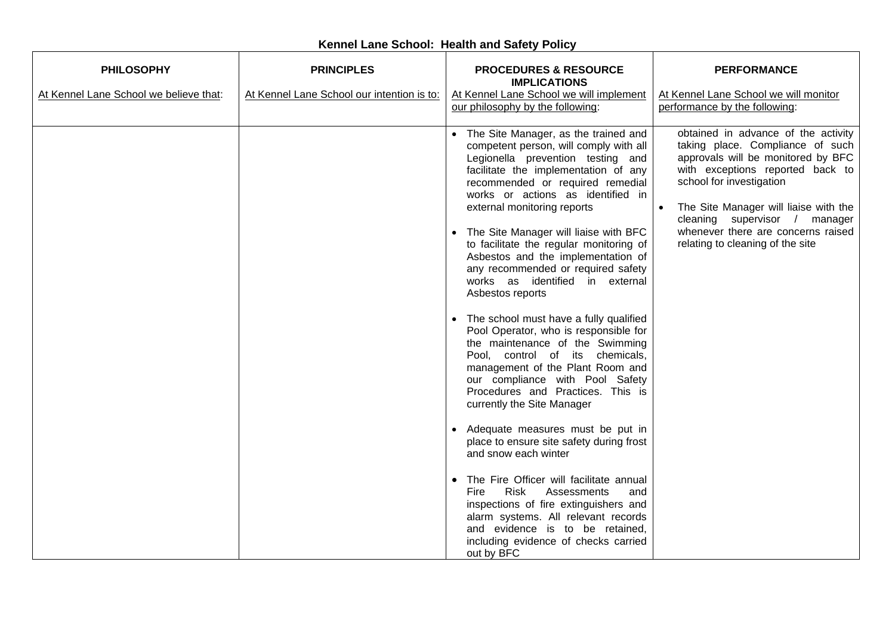**Kennel Lane School: Health and Safety Policy**

| **PHILOSOPHY**<br><br>At Kennel Lane School we believe that: | **PRINCIPLES**<br><br>At Kennel Lane School our intention is to: | **PROCEDURES & RESOURCE IMPLICATIONS**<br><br>At Kennel Lane School we will implement our philosophy by the following: | **PERFORMANCE**<br><br>At Kennel Lane School we will monitor performance by the following: |
|---|---|---|---|
| | | • The Site Manager, as the trained and competent person, will comply with all Legionella prevention testing and facilitate the implementation of any recommended or required remedial works or actions as identified in external monitoring reports<br><br>• The Site Manager will liaise with BFC to facilitate the regular monitoring of Asbestos and the implementation of any recommended or required safety works as identified in external Asbestos reports<br><br>• The school must have a fully qualified Pool Operator, who is responsible for the maintenance of the Swimming Pool, control of its chemicals, management of the Plant Room and our compliance with Pool Safety Procedures and Practices. This is currently the Site Manager<br><br>• Adequate measures must be put in place to ensure site safety during frost and snow each winter<br><br>• The Fire Officer will facilitate annual Fire Risk Assessments and inspections of fire extinguishers and alarm systems. All relevant records and evidence is to be retained, including evidence of checks carried out by BFC | obtained in advance of the activity taking place. Compliance of such approvals will be monitored by BFC with exceptions reported back to school for investigation<br><br>• The Site Manager will liaise with the cleaning supervisor / manager whenever there are concerns raised relating to cleaning of the site |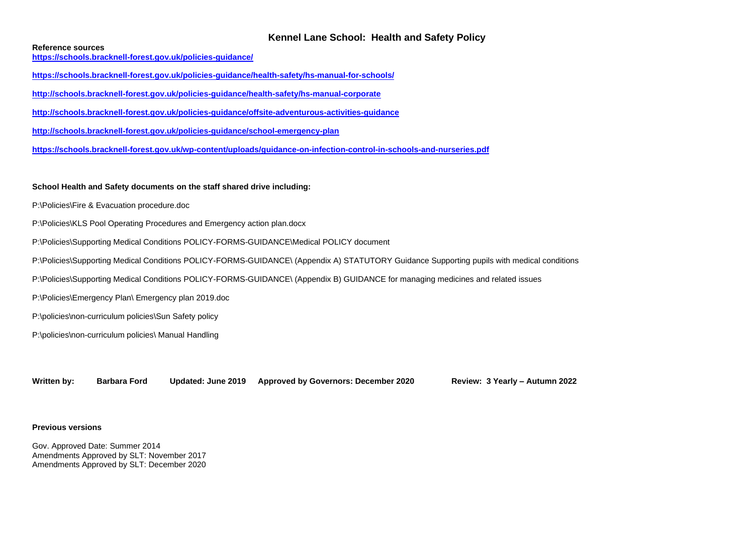## Kennel Lane School: Health and Safety Policy

**Reference sources**

**https://schools.bracknell-forest.gov.uk/policies-guidance/**

**https://schools.bracknell-forest.gov.uk/policies-guidance/health-safety/hs-manual-for-schools/**

**http://schools.bracknell-forest.gov.uk/policies-guidance/health-safety/hs-manual-corporate**

**http://schools.bracknell-forest.gov.uk/policies-guidance/offsite-adventurous-activities-guidance**

**http://schools.bracknell-forest.gov.uk/policies-guidance/school-emergency-plan**

**https://schools.bracknell-forest.gov.uk/wp-content/uploads/guidance-on-infection-control-in-schools-and-nurseries.pdf**

**School Health and Safety documents on the staff shared drive including:**

P:\Policies\Fire & Evacuation procedure.doc

P:\Policies\KLS Pool Operating Procedures and Emergency action plan.docx

P:\Policies\Supporting Medical Conditions POLICY-FORMS-GUIDANCE\Medical POLICY document

P:\Policies\Supporting Medical Conditions POLICY-FORMS-GUIDANCE\ (Appendix A) STATUTORY Guidance Supporting pupils with medical conditions

P:\Policies\Supporting Medical Conditions POLICY-FORMS-GUIDANCE\ (Appendix B) GUIDANCE for managing medicines and related issues

P:\Policies\Emergency Plan\ Emergency plan 2019.doc

P:\policies\non-curriculum policies\Sun Safety policy

P:\policies\non-curriculum policies\ Manual Handling

**Written by: Barbara Ford Updated: June 2019 Approved by Governors: December 2020 Review: 3 Yearly – Autumn 2022**

**Previous versions**

Gov. Approved Date: Summer 2014
Amendments Approved by SLT: November 2017
Amendments Approved by SLT: December 2020